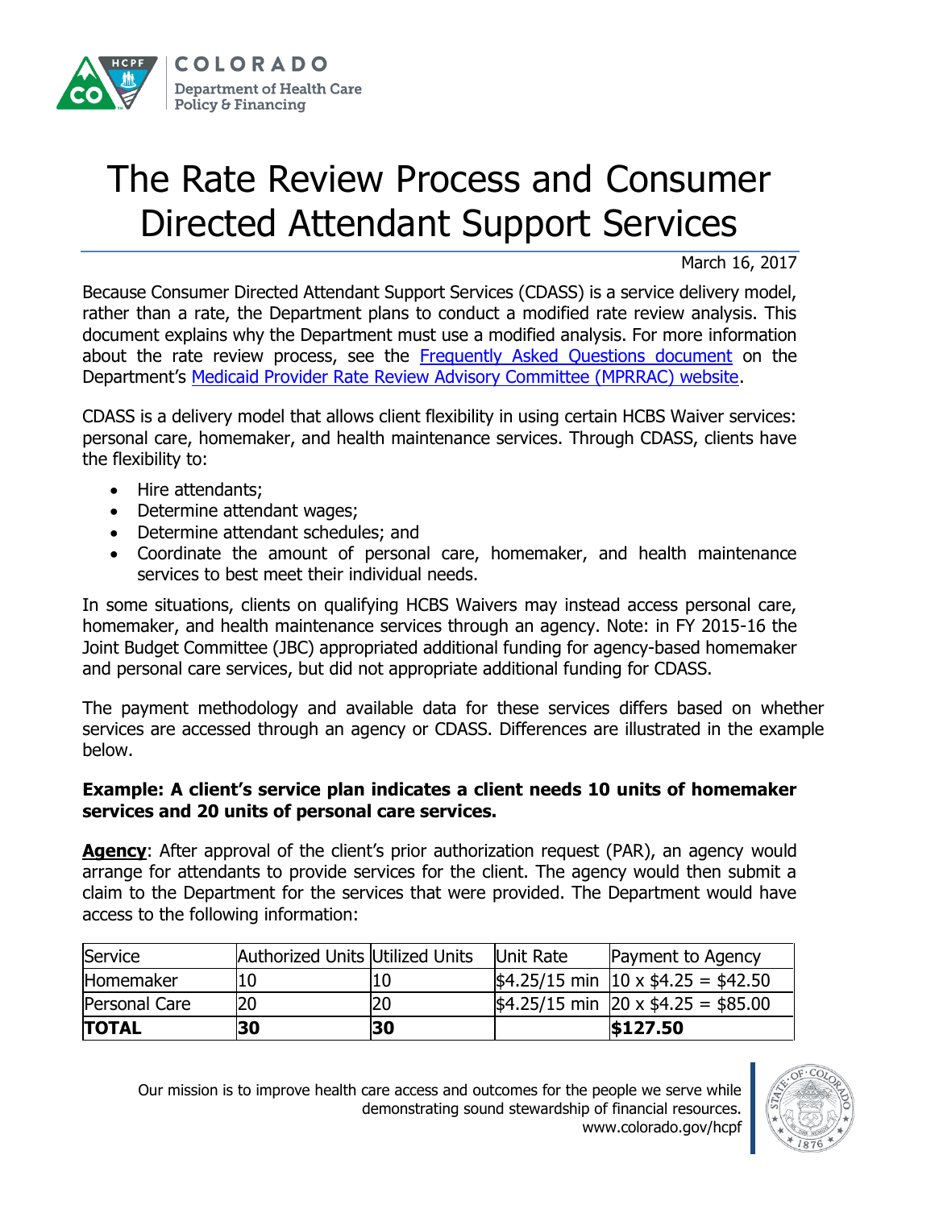# The Rate Review Process and Consumer Directed Attendant Support Services

March 16, 2017

Because Consumer Directed Attendant Support Services (CDASS) is a service delivery model, rather than a rate, the Department plans to conduct a modified rate review analysis. This document explains why the Department must use a modified analysis. For more information about the rate review process, see the [Frequently Asked Questions document]() on the Department's [Medicaid Provider Rate Review Advisory Committee (MPRRAC) website]().

CDASS is a delivery model that allows client flexibility in using certain HCBS Waiver services: personal care, homemaker, and health maintenance services. Through CDASS, clients have the flexibility to:

- Hire attendants;
- Determine attendant wages;
- Determine attendant schedules; and
- Coordinate the amount of personal care, homemaker, and health maintenance services to best meet their individual needs.

In some situations, clients on qualifying HCBS Waivers may instead access personal care, homemaker, and health maintenance services through an agency. Note: in FY 2015-16 the Joint Budget Committee (JBC) appropriated additional funding for agency-based homemaker and personal care services, but did not appropriate additional funding for CDASS.

The payment methodology and available data for these services differs based on whether services are accessed through an agency or CDASS. Differences are illustrated in the example below.

**Example: A client's service plan indicates a client needs 10 units of homemaker services and 20 units of personal care services.**

**Agency**: After approval of the client's prior authorization request (PAR), an agency would arrange for attendants to provide services for the client. The agency would then submit a claim to the Department for the services that were provided. The Department would have access to the following information:

| Service | Authorized Units | Utilized Units | Unit Rate | Payment to Agency |
|---|---|---|---|---|
| Homemaker | 10 | 10 | $4.25/15 min | 10 x $4.25 = $42.50 |
| Personal Care | 20 | 20 | $4.25/15 min | 20 x $4.25 = $85.00 |
| **TOTAL** | **30** | **30** | | **$127.50** |

Our mission is to improve health care access and outcomes for the people we serve while demonstrating sound stewardship of financial resources.
www.colorado.gov/hcpf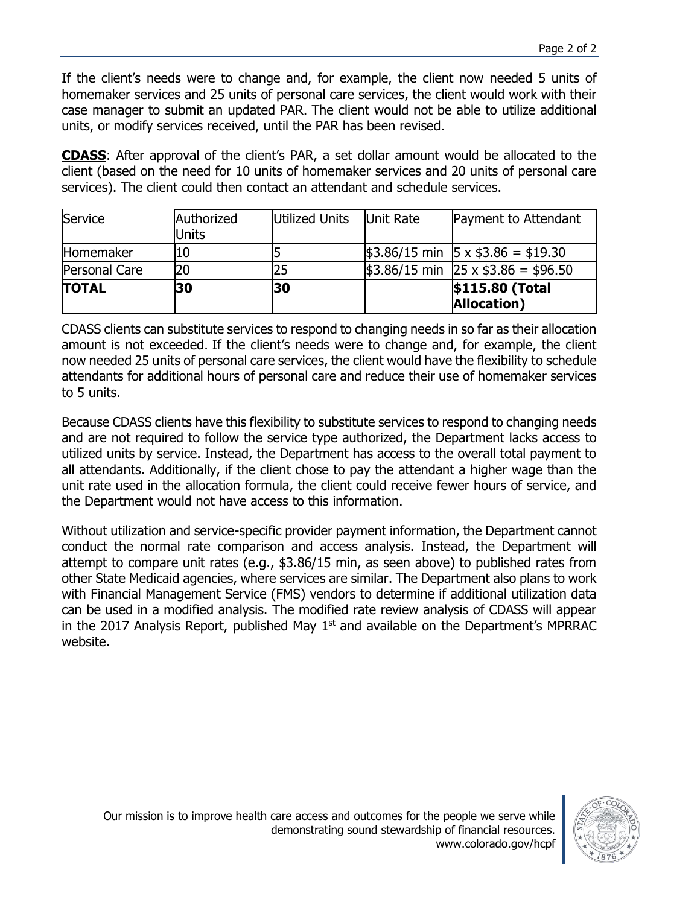If the client's needs were to change and, for example, the client now needed 5 units of homemaker services and 25 units of personal care services, the client would work with their case manager to submit an updated PAR. The client would not be able to utilize additional units, or modify services received, until the PAR has been revised.

**CDASS**: After approval of the client's PAR, a set dollar amount would be allocated to the client (based on the need for 10 units of homemaker services and 20 units of personal care services). The client could then contact an attendant and schedule services.

| Service | Authorized Units | Utilized Units | Unit Rate | Payment to Attendant |
|---|---|---|---|---|
| Homemaker | 10 | 5 | $3.86/15 min | 5 x $3.86 = $19.30 |
| Personal Care | 20 | 25 | $3.86/15 min | 25 x $3.86 = $96.50 |
| **TOTAL** | **30** | **30** | | **$115.80 (Total Allocation)** |

CDASS clients can substitute services to respond to changing needs in so far as their allocation amount is not exceeded. If the client's needs were to change and, for example, the client now needed 25 units of personal care services, the client would have the flexibility to schedule attendants for additional hours of personal care and reduce their use of homemaker services to 5 units.

Because CDASS clients have this flexibility to substitute services to respond to changing needs and are not required to follow the service type authorized, the Department lacks access to utilized units by service. Instead, the Department has access to the overall total payment to all attendants. Additionally, if the client chose to pay the attendant a higher wage than the unit rate used in the allocation formula, the client could receive fewer hours of service, and the Department would not have access to this information.

Without utilization and service-specific provider payment information, the Department cannot conduct the normal rate comparison and access analysis. Instead, the Department will attempt to compare unit rates (e.g., $3.86/15 min, as seen above) to published rates from other State Medicaid agencies, where services are similar. The Department also plans to work with Financial Management Service (FMS) vendors to determine if additional utilization data can be used in a modified analysis. The modified rate review analysis of CDASS will appear in the 2017 Analysis Report, published May 1st and available on the Department's MPRRAC website.